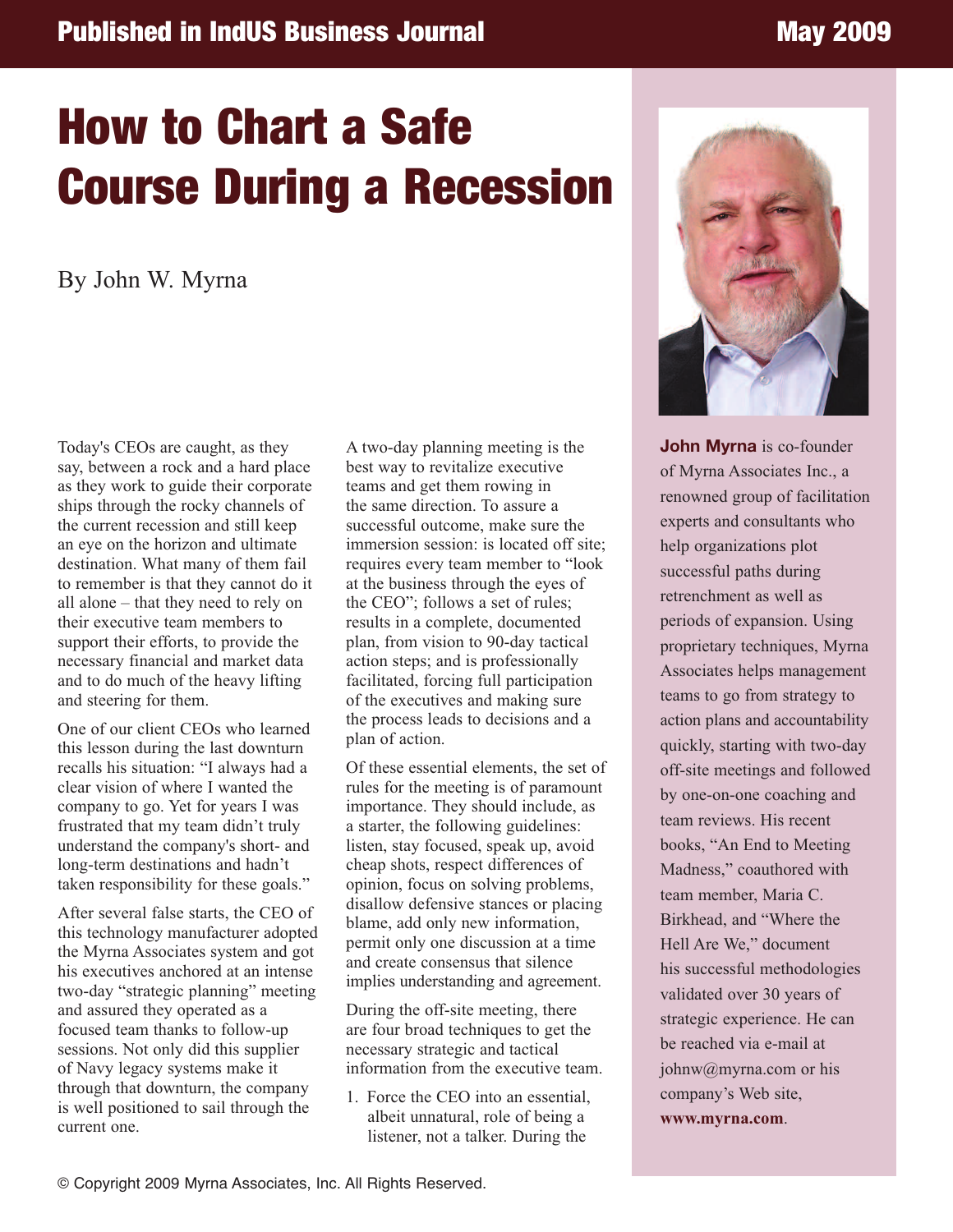Published in IndUS Business Journal May 2009

# How to Chart a Safe Course During a Recession

By John W. Myrna

Today's CEOs are caught, as they say, between a rock and a hard place as they work to guide their corporate ships through the rocky channels of the current recession and still keep an eye on the horizon and ultimate destination. What many of them fail to remember is that they cannot do it all alone – that they need to rely on their executive team members to support their efforts, to provide the necessary financial and market data and to do much of the heavy lifting and steering for them.

One of our client CEOs who learned this lesson during the last downturn recalls his situation: "I always had a clear vision of where I wanted the company to go. Yet for years I was frustrated that my team didn't truly understand the company's short- and long-term destinations and hadn't taken responsibility for these goals."

After several false starts, the CEO of this technology manufacturer adopted the Myrna Associates system and got his executives anchored at an intense two-day "strategic planning" meeting and assured they operated as a focused team thanks to follow-up sessions. Not only did this supplier of Navy legacy systems make it through that downturn, the company is well positioned to sail through the current one.

A two-day planning meeting is the best way to revitalize executive teams and get them rowing in the same direction. To assure a successful outcome, make sure the immersion session: is located off site; requires every team member to "look at the business through the eyes of the CEO"; follows a set of rules; results in a complete, documented plan, from vision to 90-day tactical action steps; and is professionally facilitated, forcing full participation of the executives and making sure the process leads to decisions and a plan of action.

Of these essential elements, the set of rules for the meeting is of paramount importance. They should include, as a starter, the following guidelines: listen, stay focused, speak up, avoid cheap shots, respect differences of opinion, focus on solving problems, disallow defensive stances or placing blame, add only new information, permit only one discussion at a time and create consensus that silence implies understanding and agreement.

During the off-site meeting, there are four broad techniques to get the necessary strategic and tactical information from the executive team.

1. Force the CEO into an essential, albeit unnatural, role of being a listener, not a talker. During the

**John Myrna** is co-founder of Myrna Associates Inc., a renowned group of facilitation experts and consultants who help organizations plot successful paths during retrenchment as well as periods of expansion. Using proprietary techniques, Myrna Associates helps management teams to go from strategy to action plans and accountability quickly, starting with two-day off-site meetings and followed by one-on-one coaching and team reviews. His recent books, "An End to Meeting Madness," coauthored with team member, Maria C. Birkhead, and "Where the Hell Are We," document his successful methodologies validated over 30 years of strategic experience. He can be reached via e-mail at johnw@myrna.com or his company's Web site, **www.myrna.com**.

© Copyright 2009 Myrna Associates, Inc. All Rights Reserved.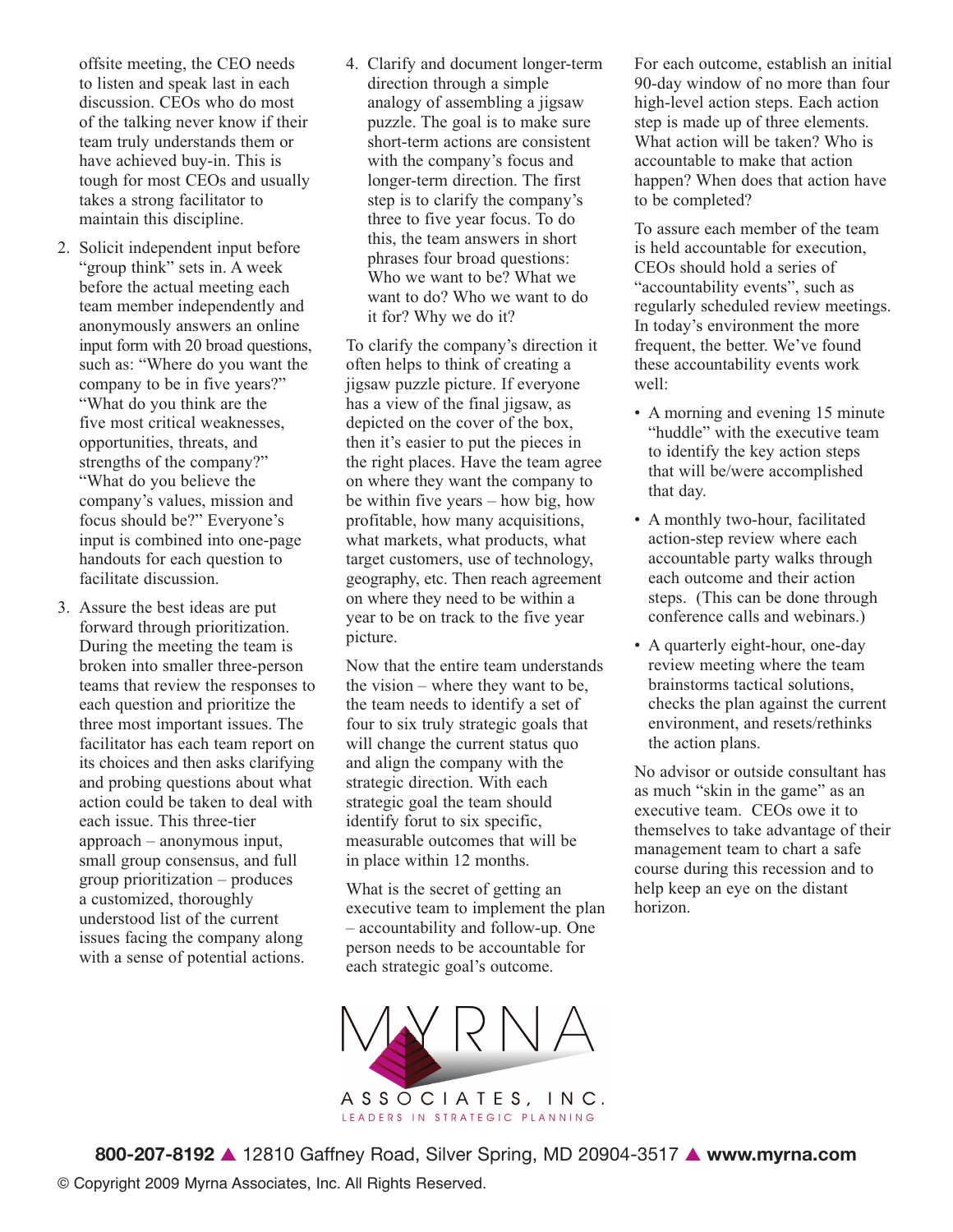offsite meeting, the CEO needs to listen and speak last in each discussion. CEOs who do most of the talking never know if their team truly understands them or have achieved buy-in. This is tough for most CEOs and usually takes a strong facilitator to maintain this discipline.

2. Solicit independent input before "group think" sets in. A week before the actual meeting each team member independently and anonymously answers an online input form with 20 broad questions, such as: "Where do you want the company to be in five years?" "What do you think are the five most critical weaknesses, opportunities, threats, and strengths of the company?" "What do you believe the company's values, mission and focus should be?" Everyone's input is combined into one-page handouts for each question to facilitate discussion.

3. Assure the best ideas are put forward through prioritization. During the meeting the team is broken into smaller three-person teams that review the responses to each question and prioritize the three most important issues. The facilitator has each team report on its choices and then asks clarifying and probing questions about what action could be taken to deal with each issue. This three-tier approach – anonymous input, small group consensus, and full group prioritization – produces a customized, thoroughly understood list of the current issues facing the company along with a sense of potential actions.

4. Clarify and document longer-term direction through a simple analogy of assembling a jigsaw puzzle. The goal is to make sure short-term actions are consistent with the company's focus and longer-term direction. The first step is to clarify the company's three to five year focus. To do this, the team answers in short phrases four broad questions: Who we want to be? What we want to do? Who we want to do it for? Why we do it?

To clarify the company's direction it often helps to think of creating a jigsaw puzzle picture. If everyone has a view of the final jigsaw, as depicted on the cover of the box, then it's easier to put the pieces in the right places. Have the team agree on where they want the company to be within five years – how big, how profitable, how many acquisitions, what markets, what products, what target customers, use of technology, geography, etc. Then reach agreement on where they need to be within a year to be on track to the five year picture.

Now that the entire team understands the vision – where they want to be, the team needs to identify a set of four to six truly strategic goals that will change the current status quo and align the company with the strategic direction. With each strategic goal the team should identify forut to six specific, measurable outcomes that will be in place within 12 months.

What is the secret of getting an executive team to implement the plan – accountability and follow-up. One person needs to be accountable for each strategic goal's outcome. For each outcome, establish an initial 90-day window of no more than four high-level action steps. Each action step is made up of three elements. What action will be taken? Who is accountable to make that action happen? When does that action have to be completed?

To assure each member of the team is held accountable for execution, CEOs should hold a series of "accountability events", such as regularly scheduled review meetings. In today's environment the more frequent, the better. We've found these accountability events work well:

- A morning and evening 15 minute "huddle" with the executive team to identify the key action steps that will be/were accomplished that day.
- A monthly two-hour, facilitated action-step review where each accountable party walks through each outcome and their action steps. (This can be done through conference calls and webinars.)
- A quarterly eight-hour, one-day review meeting where the team brainstorms tactical solutions, checks the plan against the current environment, and resets/rethinks the action plans.

No advisor or outside consultant has as much "skin in the game" as an executive team. CEOs owe it to themselves to take advantage of their management team to chart a safe course during this recession and to help keep an eye on the distant horizon.

MYRNA ASSOCIATES, INC.
LEADERS IN STRATEGIC PLANNING

**800-207-8192** ▲ 12810 Gaffney Road, Silver Spring, MD 20904-3517 ▲ **www.myrna.com**

© Copyright 2009 Myrna Associates, Inc. All Rights Reserved.